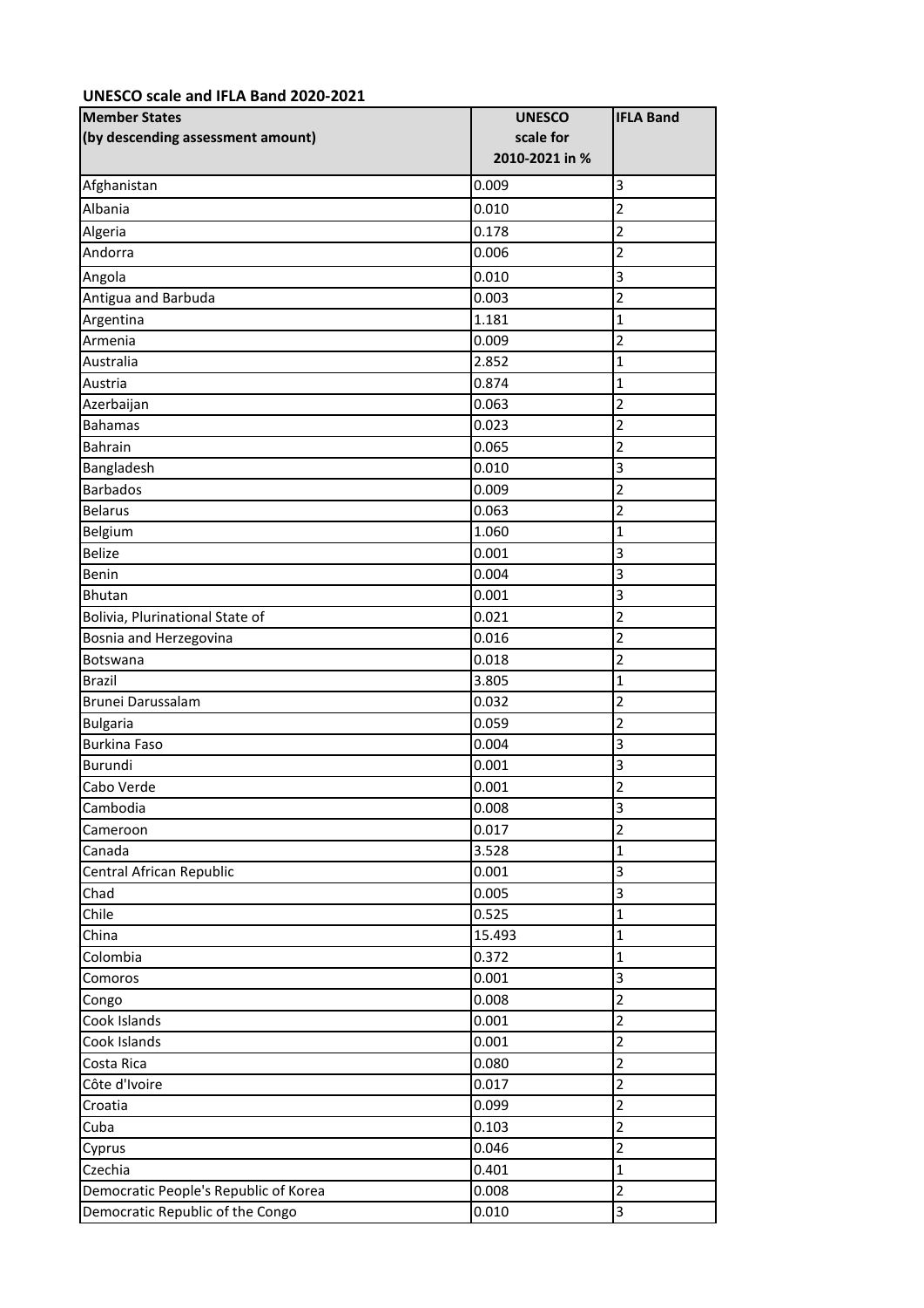**UNESCO scale and IFLA Band 2020-2021**

| Member States (by descending assessment amount) | UNESCO scale for 2010-2021 in % | IFLA Band |
|---|---|---|
| Afghanistan | 0.009 | 3 |
| Albania | 0.010 | 2 |
| Algeria | 0.178 | 2 |
| Andorra | 0.006 | 2 |
| Angola | 0.010 | 3 |
| Antigua and Barbuda | 0.003 | 2 |
| Argentina | 1.181 | 1 |
| Armenia | 0.009 | 2 |
| Australia | 2.852 | 1 |
| Austria | 0.874 | 1 |
| Azerbaijan | 0.063 | 2 |
| Bahamas | 0.023 | 2 |
| Bahrain | 0.065 | 2 |
| Bangladesh | 0.010 | 3 |
| Barbados | 0.009 | 2 |
| Belarus | 0.063 | 2 |
| Belgium | 1.060 | 1 |
| Belize | 0.001 | 3 |
| Benin | 0.004 | 3 |
| Bhutan | 0.001 | 3 |
| Bolivia, Plurinational State of | 0.021 | 2 |
| Bosnia and Herzegovina | 0.016 | 2 |
| Botswana | 0.018 | 2 |
| Brazil | 3.805 | 1 |
| Brunei Darussalam | 0.032 | 2 |
| Bulgaria | 0.059 | 2 |
| Burkina Faso | 0.004 | 3 |
| Burundi | 0.001 | 3 |
| Cabo Verde | 0.001 | 2 |
| Cambodia | 0.008 | 3 |
| Cameroon | 0.017 | 2 |
| Canada | 3.528 | 1 |
| Central African Republic | 0.001 | 3 |
| Chad | 0.005 | 3 |
| Chile | 0.525 | 1 |
| China | 15.493 | 1 |
| Colombia | 0.372 | 1 |
| Comoros | 0.001 | 3 |
| Congo | 0.008 | 2 |
| Cook Islands | 0.001 | 2 |
| Cook Islands | 0.001 | 2 |
| Costa Rica | 0.080 | 2 |
| Côte d'Ivoire | 0.017 | 2 |
| Croatia | 0.099 | 2 |
| Cuba | 0.103 | 2 |
| Cyprus | 0.046 | 2 |
| Czechia | 0.401 | 1 |
| Democratic People's Republic of Korea | 0.008 | 2 |
| Democratic Republic of the Congo | 0.010 | 3 |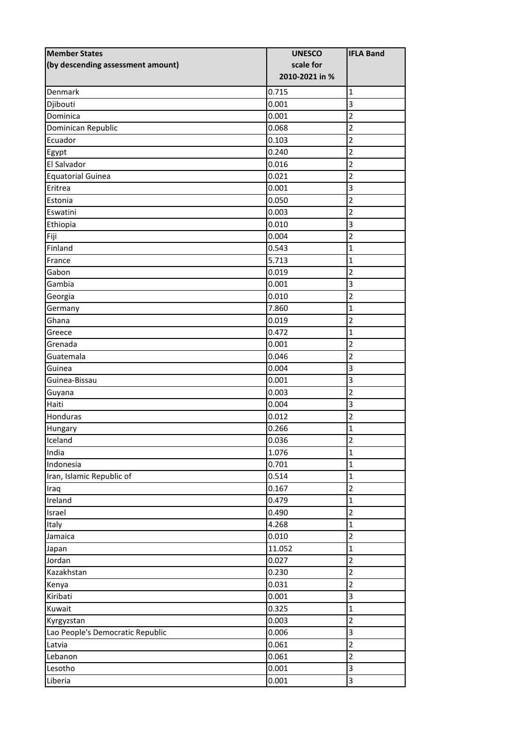| Member States (by descending assessment amount) | UNESCO scale for 2010-2021 in % | IFLA Band |
| --- | --- | --- |
| Denmark | 0.715 | 1 |
| Djibouti | 0.001 | 3 |
| Dominica | 0.001 | 2 |
| Dominican Republic | 0.068 | 2 |
| Ecuador | 0.103 | 2 |
| Egypt | 0.240 | 2 |
| El Salvador | 0.016 | 2 |
| Equatorial Guinea | 0.021 | 2 |
| Eritrea | 0.001 | 3 |
| Estonia | 0.050 | 2 |
| Eswatini | 0.003 | 2 |
| Ethiopia | 0.010 | 3 |
| Fiji | 0.004 | 2 |
| Finland | 0.543 | 1 |
| France | 5.713 | 1 |
| Gabon | 0.019 | 2 |
| Gambia | 0.001 | 3 |
| Georgia | 0.010 | 2 |
| Germany | 7.860 | 1 |
| Ghana | 0.019 | 2 |
| Greece | 0.472 | 1 |
| Grenada | 0.001 | 2 |
| Guatemala | 0.046 | 2 |
| Guinea | 0.004 | 3 |
| Guinea-Bissau | 0.001 | 3 |
| Guyana | 0.003 | 2 |
| Haiti | 0.004 | 3 |
| Honduras | 0.012 | 2 |
| Hungary | 0.266 | 1 |
| Iceland | 0.036 | 2 |
| India | 1.076 | 1 |
| Indonesia | 0.701 | 1 |
| Iran, Islamic Republic of | 0.514 | 1 |
| Iraq | 0.167 | 2 |
| Ireland | 0.479 | 1 |
| Israel | 0.490 | 2 |
| Italy | 4.268 | 1 |
| Jamaica | 0.010 | 2 |
| Japan | 11.052 | 1 |
| Jordan | 0.027 | 2 |
| Kazakhstan | 0.230 | 2 |
| Kenya | 0.031 | 2 |
| Kiribati | 0.001 | 3 |
| Kuwait | 0.325 | 1 |
| Kyrgyzstan | 0.003 | 2 |
| Lao People's Democratic Republic | 0.006 | 3 |
| Latvia | 0.061 | 2 |
| Lebanon | 0.061 | 2 |
| Lesotho | 0.001 | 3 |
| Liberia | 0.001 | 3 |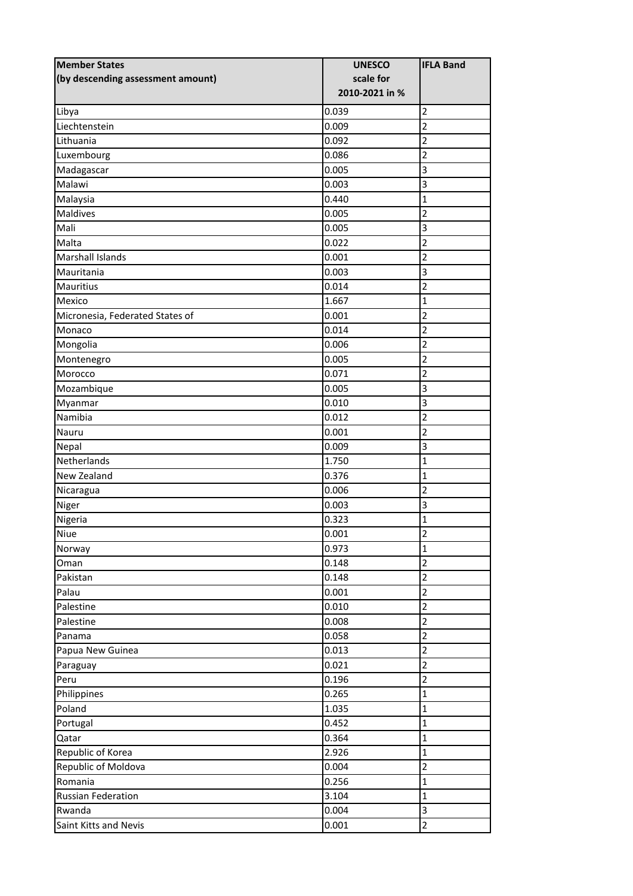| Member States (by descending assessment amount) | UNESCO scale for 2010-2021 in % | IFLA Band |
|---|---|---|
| Libya | 0.039 | 2 |
| Liechtenstein | 0.009 | 2 |
| Lithuania | 0.092 | 2 |
| Luxembourg | 0.086 | 2 |
| Madagascar | 0.005 | 3 |
| Malawi | 0.003 | 3 |
| Malaysia | 0.440 | 1 |
| Maldives | 0.005 | 2 |
| Mali | 0.005 | 3 |
| Malta | 0.022 | 2 |
| Marshall Islands | 0.001 | 2 |
| Mauritania | 0.003 | 3 |
| Mauritius | 0.014 | 2 |
| Mexico | 1.667 | 1 |
| Micronesia, Federated States of | 0.001 | 2 |
| Monaco | 0.014 | 2 |
| Mongolia | 0.006 | 2 |
| Montenegro | 0.005 | 2 |
| Morocco | 0.071 | 2 |
| Mozambique | 0.005 | 3 |
| Myanmar | 0.010 | 3 |
| Namibia | 0.012 | 2 |
| Nauru | 0.001 | 2 |
| Nepal | 0.009 | 3 |
| Netherlands | 1.750 | 1 |
| New Zealand | 0.376 | 1 |
| Nicaragua | 0.006 | 2 |
| Niger | 0.003 | 3 |
| Nigeria | 0.323 | 1 |
| Niue | 0.001 | 2 |
| Norway | 0.973 | 1 |
| Oman | 0.148 | 2 |
| Pakistan | 0.148 | 2 |
| Palau | 0.001 | 2 |
| Palestine | 0.010 | 2 |
| Palestine | 0.008 | 2 |
| Panama | 0.058 | 2 |
| Papua New Guinea | 0.013 | 2 |
| Paraguay | 0.021 | 2 |
| Peru | 0.196 | 2 |
| Philippines | 0.265 | 1 |
| Poland | 1.035 | 1 |
| Portugal | 0.452 | 1 |
| Qatar | 0.364 | 1 |
| Republic of Korea | 2.926 | 1 |
| Republic of Moldova | 0.004 | 2 |
| Romania | 0.256 | 1 |
| Russian Federation | 3.104 | 1 |
| Rwanda | 0.004 | 3 |
| Saint Kitts and Nevis | 0.001 | 2 |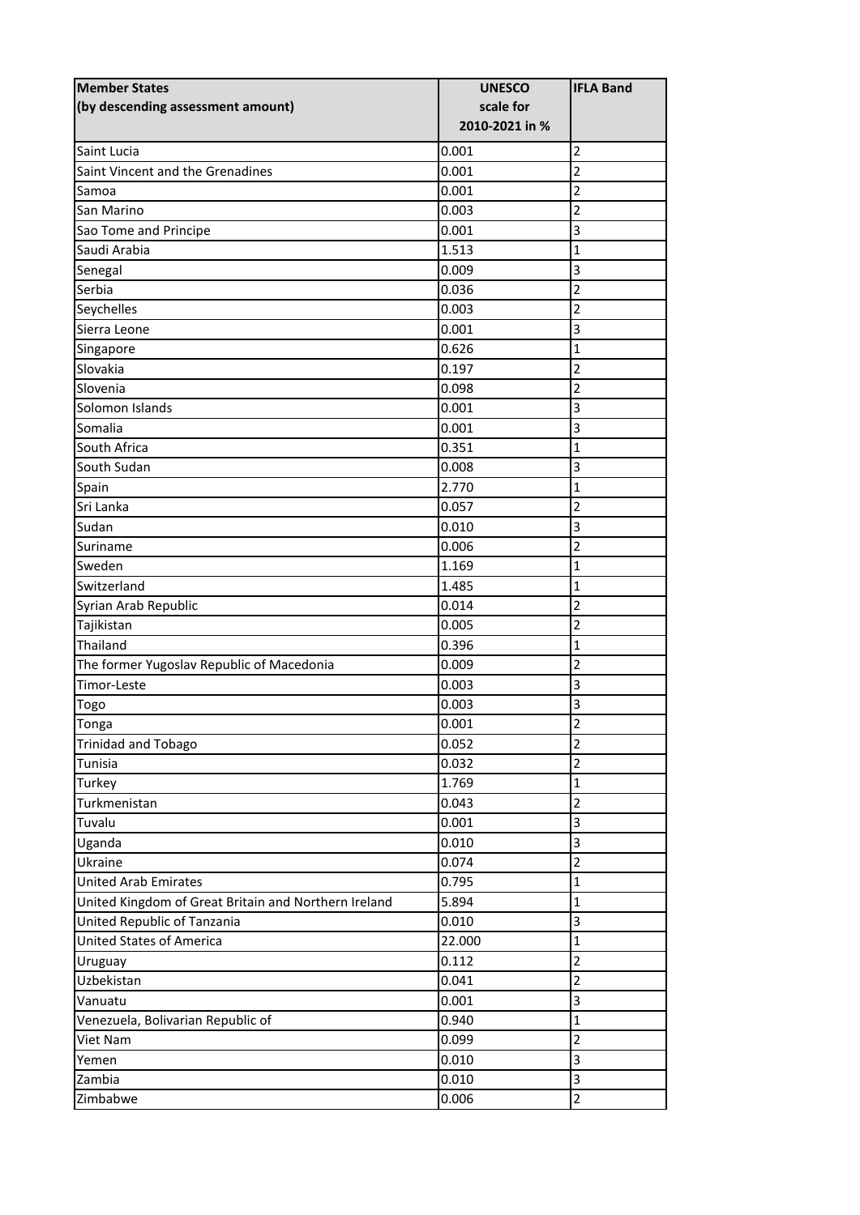| Member States (by descending assessment amount) | UNESCO scale for 2010-2021 in % | IFLA Band |
|---|---|---|
| Saint Lucia | 0.001 | 2 |
| Saint Vincent and the Grenadines | 0.001 | 2 |
| Samoa | 0.001 | 2 |
| San Marino | 0.003 | 2 |
| Sao Tome and Principe | 0.001 | 3 |
| Saudi Arabia | 1.513 | 1 |
| Senegal | 0.009 | 3 |
| Serbia | 0.036 | 2 |
| Seychelles | 0.003 | 2 |
| Sierra Leone | 0.001 | 3 |
| Singapore | 0.626 | 1 |
| Slovakia | 0.197 | 2 |
| Slovenia | 0.098 | 2 |
| Solomon Islands | 0.001 | 3 |
| Somalia | 0.001 | 3 |
| South Africa | 0.351 | 1 |
| South Sudan | 0.008 | 3 |
| Spain | 2.770 | 1 |
| Sri Lanka | 0.057 | 2 |
| Sudan | 0.010 | 3 |
| Suriname | 0.006 | 2 |
| Sweden | 1.169 | 1 |
| Switzerland | 1.485 | 1 |
| Syrian Arab Republic | 0.014 | 2 |
| Tajikistan | 0.005 | 2 |
| Thailand | 0.396 | 1 |
| The former Yugoslav Republic of Macedonia | 0.009 | 2 |
| Timor-Leste | 0.003 | 3 |
| Togo | 0.003 | 3 |
| Tonga | 0.001 | 2 |
| Trinidad and Tobago | 0.052 | 2 |
| Tunisia | 0.032 | 2 |
| Turkey | 1.769 | 1 |
| Turkmenistan | 0.043 | 2 |
| Tuvalu | 0.001 | 3 |
| Uganda | 0.010 | 3 |
| Ukraine | 0.074 | 2 |
| United Arab Emirates | 0.795 | 1 |
| United Kingdom of Great Britain and Northern Ireland | 5.894 | 1 |
| United Republic of Tanzania | 0.010 | 3 |
| United States of America | 22.000 | 1 |
| Uruguay | 0.112 | 2 |
| Uzbekistan | 0.041 | 2 |
| Vanuatu | 0.001 | 3 |
| Venezuela, Bolivarian Republic of | 0.940 | 1 |
| Viet Nam | 0.099 | 2 |
| Yemen | 0.010 | 3 |
| Zambia | 0.010 | 3 |
| Zimbabwe | 0.006 | 2 |